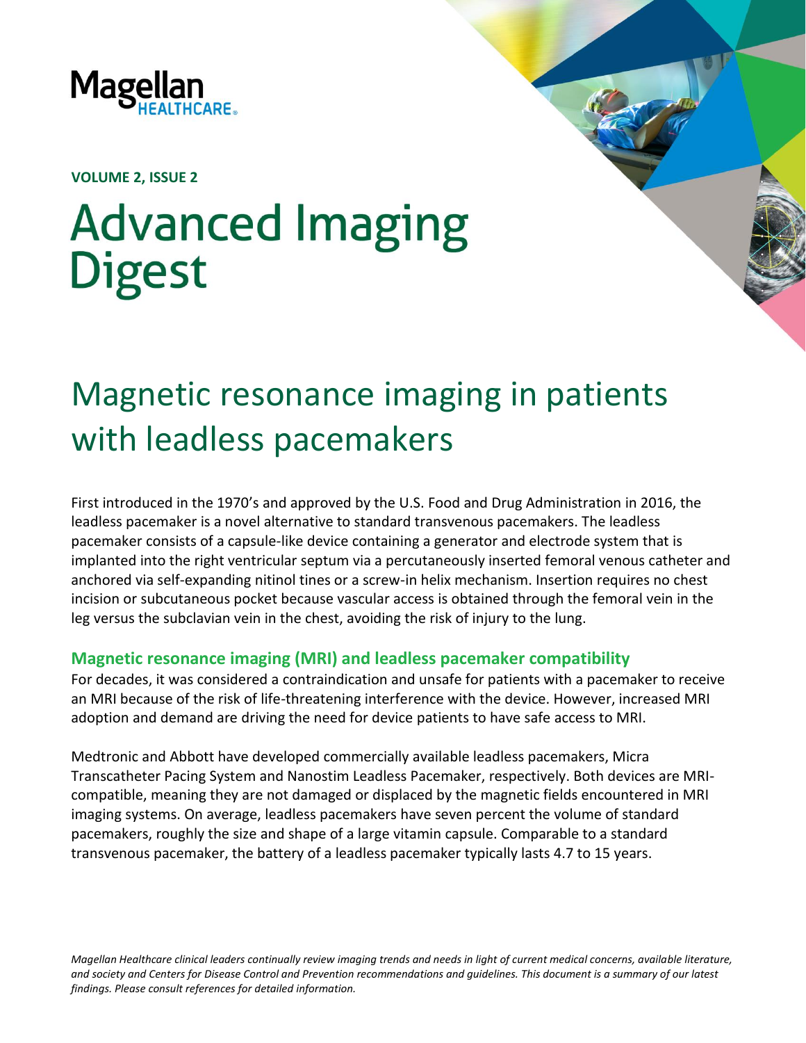Magellan HEALTHCARE.

**VOLUME 2, ISSUE 2**

# Advanced Imaging Digest

## Magnetic resonance imaging in patients with leadless pacemakers

First introduced in the 1970's and approved by the U.S. Food and Drug Administration in 2016, the leadless pacemaker is a novel alternative to standard transvenous pacemakers. The leadless pacemaker consists of a capsule-like device containing a generator and electrode system that is implanted into the right ventricular septum via a percutaneously inserted femoral venous catheter and anchored via self-expanding nitinol tines or a screw-in helix mechanism. Insertion requires no chest incision or subcutaneous pocket because vascular access is obtained through the femoral vein in the leg versus the subclavian vein in the chest, avoiding the risk of injury to the lung.

### Magnetic resonance imaging (MRI) and leadless pacemaker compatibility

For decades, it was considered a contraindication and unsafe for patients with a pacemaker to receive an MRI because of the risk of life-threatening interference with the device. However, increased MRI adoption and demand are driving the need for device patients to have safe access to MRI.

Medtronic and Abbott have developed commercially available leadless pacemakers, Micra Transcatheter Pacing System and Nanostim Leadless Pacemaker, respectively. Both devices are MRI-compatible, meaning they are not damaged or displaced by the magnetic fields encountered in MRI imaging systems. On average, leadless pacemakers have seven percent the volume of standard pacemakers, roughly the size and shape of a large vitamin capsule. Comparable to a standard transvenous pacemaker, the battery of a leadless pacemaker typically lasts 4.7 to 15 years.

*Magellan Healthcare clinical leaders continually review imaging trends and needs in light of current medical concerns, available literature, and society and Centers for Disease Control and Prevention recommendations and guidelines. This document is a summary of our latest findings. Please consult references for detailed information.*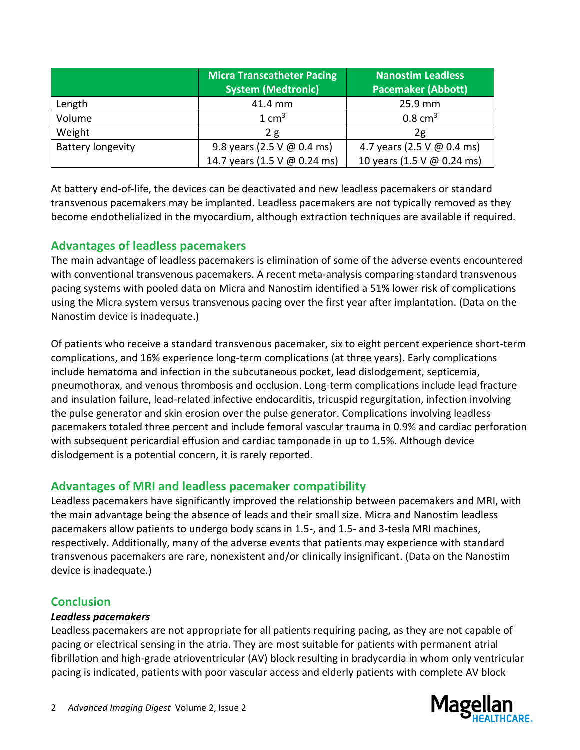| | Micra Transcatheter Pacing System (Medtronic) | Nanostim Leadless Pacemaker (Abbott) |
|---|---|---|
| Length | 41.4 mm | 25.9 mm |
| Volume | 1 $cm^3$ | 0.8 $cm^3$ |
| Weight | 2 g | 2g |
| Battery longevity | 9.8 years (2.5 V @ 0.4 ms)<br>14.7 years (1.5 V @ 0.24 ms) | 4.7 years (2.5 V @ 0.4 ms)<br>10 years (1.5 V @ 0.24 ms) |

At battery end-of-life, the devices can be deactivated and new leadless pacemakers or standard transvenous pacemakers may be implanted. Leadless pacemakers are not typically removed as they become endothelialized in the myocardium, although extraction techniques are available if required.

## Advantages of leadless pacemakers

The main advantage of leadless pacemakers is elimination of some of the adverse events encountered with conventional transvenous pacemakers. A recent meta-analysis comparing standard transvenous pacing systems with pooled data on Micra and Nanostim identified a 51% lower risk of complications using the Micra system versus transvenous pacing over the first year after implantation. (Data on the Nanostim device is inadequate.)

Of patients who receive a standard transvenous pacemaker, six to eight percent experience short-term complications, and 16% experience long-term complications (at three years). Early complications include hematoma and infection in the subcutaneous pocket, lead dislodgement, septicemia, pneumothorax, and venous thrombosis and occlusion. Long-term complications include lead fracture and insulation failure, lead-related infective endocarditis, tricuspid regurgitation, infection involving the pulse generator and skin erosion over the pulse generator. Complications involving leadless pacemakers totaled three percent and include femoral vascular trauma in 0.9% and cardiac perforation with subsequent pericardial effusion and cardiac tamponade in up to 1.5%. Although device dislodgement is a potential concern, it is rarely reported.

## Advantages of MRI and leadless pacemaker compatibility

Leadless pacemakers have significantly improved the relationship between pacemakers and MRI, with the main advantage being the absence of leads and their small size. Micra and Nanostim leadless pacemakers allow patients to undergo body scans in 1.5-, and 1.5- and 3-tesla MRI machines, respectively. Additionally, many of the adverse events that patients may experience with standard transvenous pacemakers are rare, nonexistent and/or clinically insignificant. (Data on the Nanostim device is inadequate.)

## Conclusion

***Leadless pacemakers***

Leadless pacemakers are not appropriate for all patients requiring pacing, as they are not capable of pacing or electrical sensing in the atria. They are most suitable for patients with permanent atrial fibrillation and high-grade atrioventricular (AV) block resulting in bradycardia in whom only ventricular pacing is indicated, patients with poor vascular access and elderly patients with complete AV block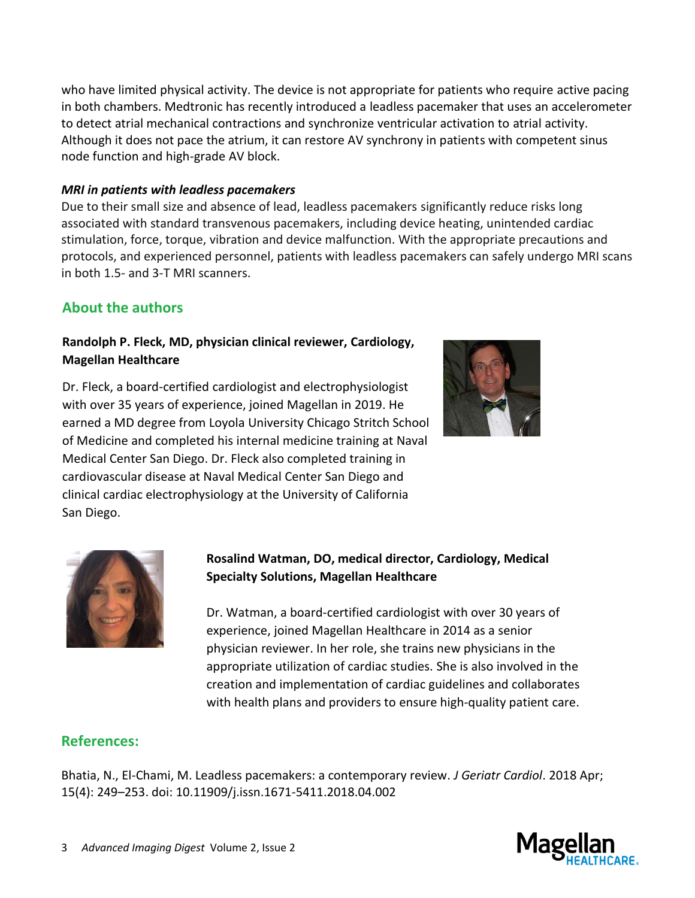who have limited physical activity. The device is not appropriate for patients who require active pacing in both chambers. Medtronic has recently introduced a leadless pacemaker that uses an accelerometer to detect atrial mechanical contractions and synchronize ventricular activation to atrial activity. Although it does not pace the atrium, it can restore AV synchrony in patients with competent sinus node function and high-grade AV block.

***MRI in patients with leadless pacemakers***

Due to their small size and absence of lead, leadless pacemakers significantly reduce risks long associated with standard transvenous pacemakers, including device heating, unintended cardiac stimulation, force, torque, vibration and device malfunction. With the appropriate precautions and protocols, and experienced personnel, patients with leadless pacemakers can safely undergo MRI scans in both 1.5- and 3-T MRI scanners.

## About the authors

**Randolph P. Fleck, MD, physician clinical reviewer, Cardiology, Magellan Healthcare**

Dr. Fleck, a board-certified cardiologist and electrophysiologist with over 35 years of experience, joined Magellan in 2019. He earned a MD degree from Loyola University Chicago Stritch School of Medicine and completed his internal medicine training at Naval Medical Center San Diego. Dr. Fleck also completed training in cardiovascular disease at Naval Medical Center San Diego and clinical cardiac electrophysiology at the University of California San Diego.

**Rosalind Watman, DO, medical director, Cardiology, Medical Specialty Solutions, Magellan Healthcare**

Dr. Watman, a board-certified cardiologist with over 30 years of experience, joined Magellan Healthcare in 2014 as a senior physician reviewer. In her role, she trains new physicians in the appropriate utilization of cardiac studies. She is also involved in the creation and implementation of cardiac guidelines and collaborates with health plans and providers to ensure high-quality patient care.

## References:

Bhatia, N., El-Chami, M. Leadless pacemakers: a contemporary review. *J Geriatr Cardiol*. 2018 Apr; 15(4): 249–253. doi: 10.11909/j.issn.1671-5411.2018.04.002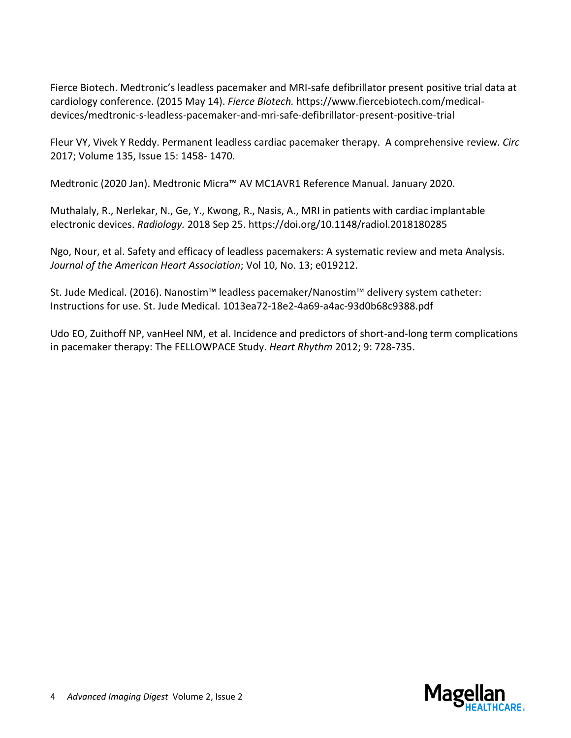Fierce Biotech. Medtronic's leadless pacemaker and MRI-safe defibrillator present positive trial data at cardiology conference. (2015 May 14). *Fierce Biotech.* https://www.fiercebiotech.com/medical-devices/medtronic-s-leadless-pacemaker-and-mri-safe-defibrillator-present-positive-trial

Fleur VY, Vivek Y Reddy. Permanent leadless cardiac pacemaker therapy. A comprehensive review. *Circ* 2017; Volume 135, Issue 15: 1458- 1470.

Medtronic (2020 Jan). Medtronic Micra™ AV MC1AVR1 Reference Manual. January 2020.

Muthalaly, R., Nerlekar, N., Ge, Y., Kwong, R., Nasis, A., MRI in patients with cardiac implantable electronic devices. *Radiology.* 2018 Sep 25. https://doi.org/10.1148/radiol.2018180285

Ngo, Nour, et al. Safety and efficacy of leadless pacemakers: A systematic review and meta Analysis. *Journal of the American Heart Association*; Vol 10, No. 13; e019212.

St. Jude Medical. (2016). Nanostim™ leadless pacemaker/Nanostim™ delivery system catheter: Instructions for use. St. Jude Medical. 1013ea72-18e2-4a69-a4ac-93d0b68c9388.pdf

Udo EO, Zuithoff NP, vanHeel NM, et al. Incidence and predictors of short-and-long term complications in pacemaker therapy: The FELLOWPACE Study. *Heart Rhythm* 2012; 9: 728-735.